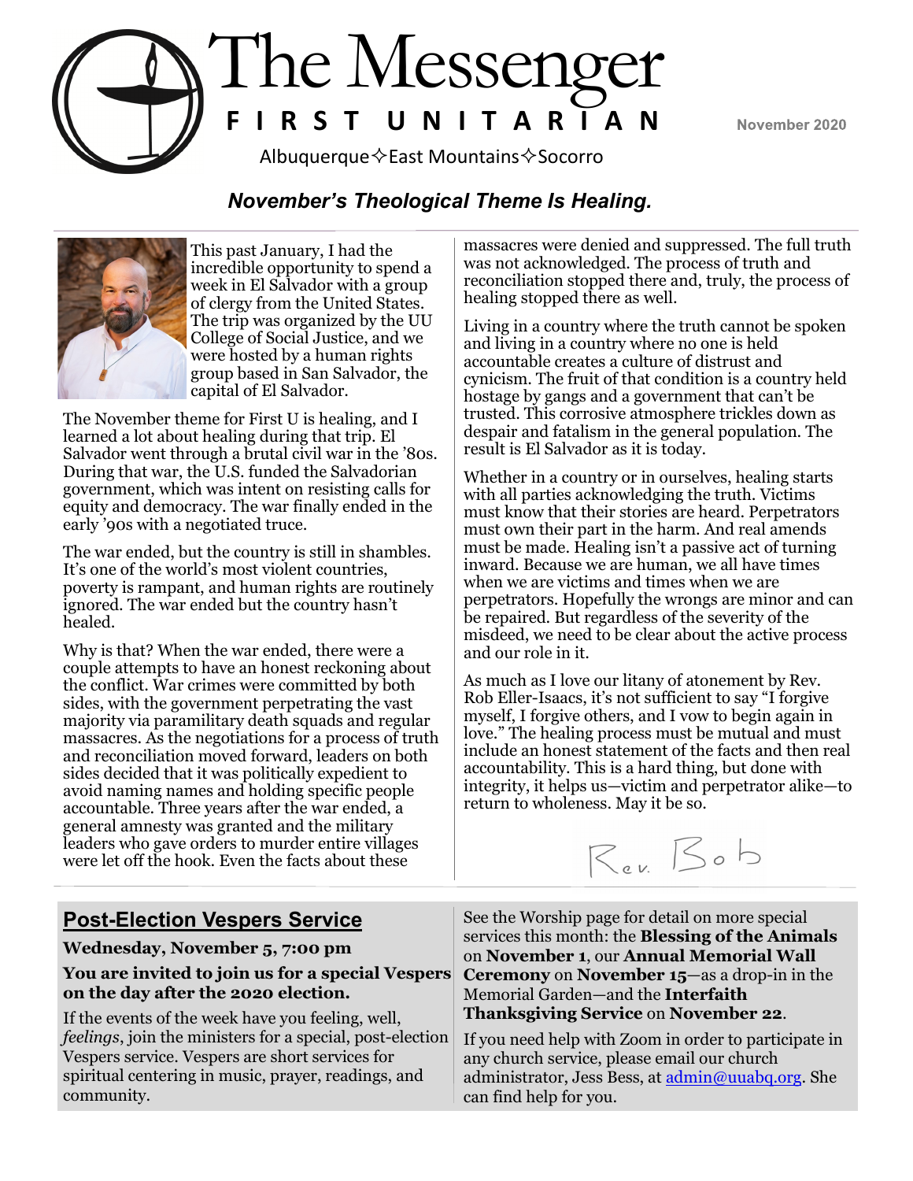# The Messenger

**FIRST UNITARIAN**

Albuquerque✧East Mountains✧Socorro

November 2020

## *November's Theological Theme Is Healing.*

This past January, I had the incredible opportunity to spend a week in El Salvador with a group of clergy from the United States. The trip was organized by the UU College of Social Justice, and we were hosted by a human rights group based in San Salvador, the capital of El Salvador.

The November theme for First U is healing, and I learned a lot about healing during that trip. El Salvador went through a brutal civil war in the '80s. During that war, the U.S. funded the Salvadorian government, which was intent on resisting calls for equity and democracy. The war finally ended in the early '90s with a negotiated truce.

The war ended, but the country is still in shambles. It's one of the world's most violent countries, poverty is rampant, and human rights are routinely ignored. The war ended but the country hasn't healed.

Why is that? When the war ended, there were a couple attempts to have an honest reckoning about the conflict. War crimes were committed by both sides, with the government perpetrating the vast majority via paramilitary death squads and regular massacres. As the negotiations for a process of truth and reconciliation moved forward, leaders on both sides decided that it was politically expedient to avoid naming names and holding specific people accountable. Three years after the war ended, a general amnesty was granted and the military leaders who gave orders to murder entire villages were let off the hook. Even the facts about these massacres were denied and suppressed. The full truth was not acknowledged. The process of truth and reconciliation stopped there and, truly, the process of healing stopped there as well.

Living in a country where the truth cannot be spoken and living in a country where no one is held accountable creates a culture of distrust and cynicism. The fruit of that condition is a country held hostage by gangs and a government that can't be trusted. This corrosive atmosphere trickles down as despair and fatalism in the general population. The result is El Salvador as it is today.

Whether in a country or in ourselves, healing starts with all parties acknowledging the truth. Victims must know that their stories are heard. Perpetrators must own their part in the harm. And real amends must be made. Healing isn't a passive act of turning inward. Because we are human, we all have times when we are victims and times when we are perpetrators. Hopefully the wrongs are minor and can be repaired. But regardless of the severity of the misdeed, we need to be clear about the active process and our role in it.

As much as I love our litany of atonement by Rev. Rob Eller-Isaacs, it's not sufficient to say "I forgive myself, I forgive others, and I vow to begin again in love." The healing process must be mutual and must include an honest statement of the facts and then real accountability. This is a hard thing, but done with integrity, it helps us—victim and perpetrator alike—to return to wholeness. May it be so.

Rev. Bob

## Post-Election Vespers Service

**Wednesday, November 5, 7:00 pm**

**You are invited to join us for a special Vespers on the day after the 2020 election.**

If the events of the week have you feeling, well, *feelings*, join the ministers for a special, post-election Vespers service. Vespers are short services for spiritual centering in music, prayer, readings, and community.

See the Worship page for detail on more special services this month: the **Blessing of the Animals** on **November 1**, our **Annual Memorial Wall Ceremony** on **November 15**—as a drop-in in the Memorial Garden—and the **Interfaith Thanksgiving Service** on **November 22**.

If you need help with Zoom in order to participate in any church service, please email our church administrator, Jess Bess, at admin@uuabq.org. She can find help for you.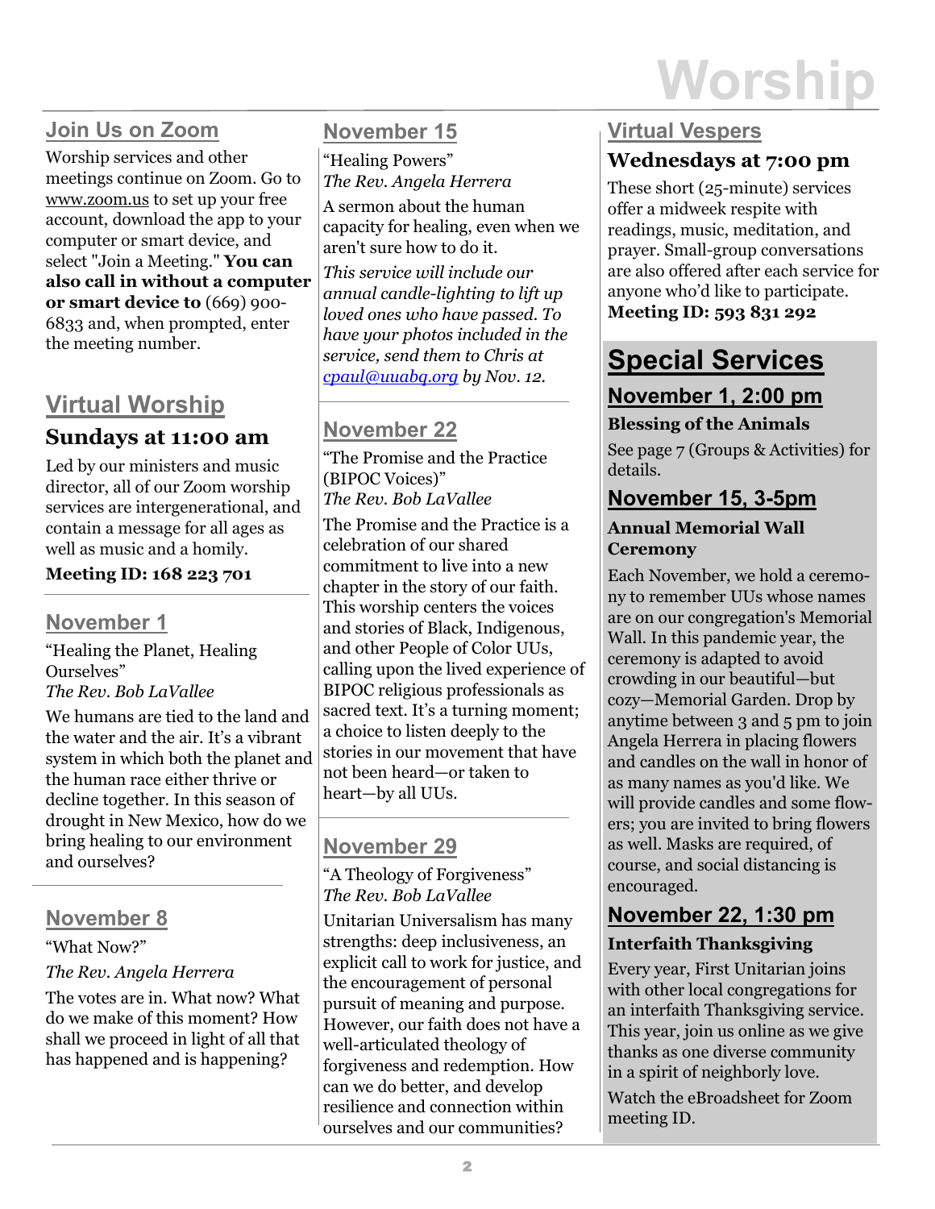# Worship

## Join Us on Zoom

Worship services and other meetings continue on Zoom. Go to www.zoom.us to set up your free account, download the app to your computer or smart device, and select "Join a Meeting." **You can also call in without a computer or smart device to** (669) 900-6833 and, when prompted, enter the meeting number.

## Virtual Worship

### Sundays at 11:00 am

Led by our ministers and music director, all of our Zoom worship services are intergenerational, and contain a message for all ages as well as music and a homily.

**Meeting ID: 168 223 701**

## November 1

"Healing the Planet, Healing Ourselves"
*The Rev. Bob LaVallee*

We humans are tied to the land and the water and the air. It's a vibrant system in which both the planet and the human race either thrive or decline together. In this season of drought in New Mexico, how do we bring healing to our environment and ourselves?

## November 8

"What Now?"

*The Rev. Angela Herrera*

The votes are in. What now? What do we make of this moment? How shall we proceed in light of all that has happened and is happening?

## November 15

"Healing Powers"
*The Rev. Angela Herrera*

A sermon about the human capacity for healing, even when we aren't sure how to do it.

*This service will include our annual candle-lighting to lift up loved ones who have passed. To have your photos included in the service, send them to Chris at cpaul@uuabq.org by Nov. 12.*

## November 22

"The Promise and the Practice (BIPOC Voices)"
*The Rev. Bob LaVallee*

The Promise and the Practice is a celebration of our shared commitment to live into a new chapter in the story of our faith. This worship centers the voices and stories of Black, Indigenous, and other People of Color UUs, calling upon the lived experience of BIPOC religious professionals as sacred text. It's a turning moment; a choice to listen deeply to the stories in our movement that have not been heard—or taken to heart—by all UUs.

## November 29

"A Theology of Forgiveness"
*The Rev. Bob LaVallee*

Unitarian Universalism has many strengths: deep inclusiveness, an explicit call to work for justice, and the encouragement of personal pursuit of meaning and purpose. However, our faith does not have a well-articulated theology of forgiveness and redemption. How can we do better, and develop resilience and connection within ourselves and our communities?

## Virtual Vespers

### Wednesdays at 7:00 pm

These short (25-minute) services offer a midweek respite with readings, music, meditation, and prayer. Small-group conversations are also offered after each service for anyone who'd like to participate.
**Meeting ID: 593 831 292**

## Special Services

### November 1, 2:00 pm

**Blessing of the Animals**

See page 7 (Groups & Activities) for details.

### November 15, 3-5pm

**Annual Memorial Wall Ceremony**

Each November, we hold a ceremony to remember UUs whose names are on our congregation's Memorial Wall. In this pandemic year, the ceremony is adapted to avoid crowding in our beautiful—but cozy—Memorial Garden. Drop by anytime between 3 and 5 pm to join Angela Herrera in placing flowers and candles on the wall in honor of as many names as you'd like. We will provide candles and some flowers; you are invited to bring flowers as well. Masks are required, of course, and social distancing is encouraged.

### November 22, 1:30 pm

**Interfaith Thanksgiving**

Every year, First Unitarian joins with other local congregations for an interfaith Thanksgiving service. This year, join us online as we give thanks as one diverse community in a spirit of neighborly love.

Watch the eBroadsheet for Zoom meeting ID.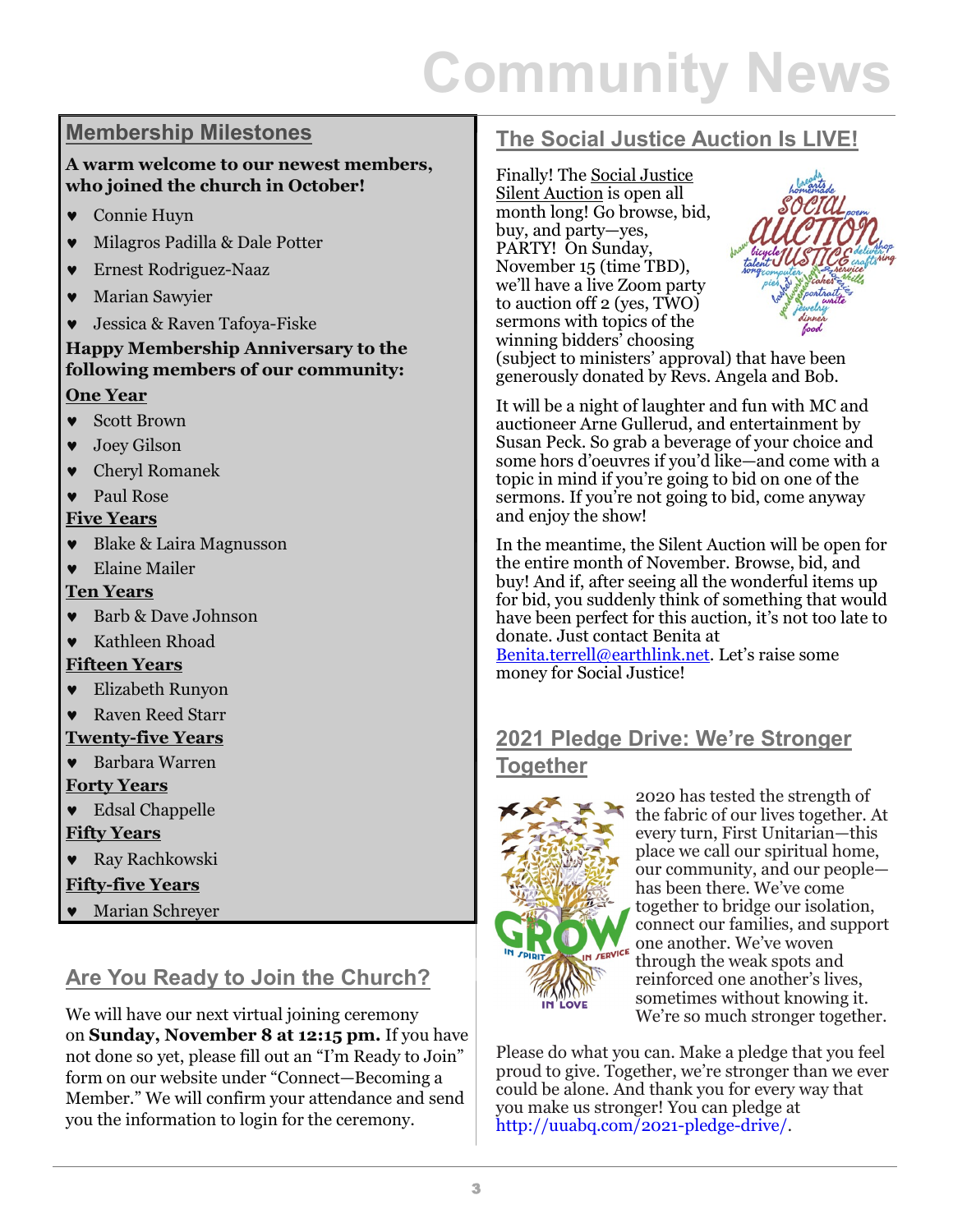# Community News

## Membership Milestones

**A warm welcome to our newest members, who joined the church in October!**

- Connie Huyn
- Milagros Padilla & Dale Potter
- Ernest Rodriguez-Naaz
- Marian Sawyier
- Jessica & Raven Tafoya-Fiske

**Happy Membership Anniversary to the following members of our community:**

**One Year**

- Scott Brown
- Joey Gilson
- Cheryl Romanek
- Paul Rose

**Five Years**

- Blake & Laira Magnusson
- Elaine Mailer

**Ten Years**

- Barb & Dave Johnson
- Kathleen Rhoad

**Fifteen Years**

- Elizabeth Runyon
- Raven Reed Starr

**Twenty-five Years**

- Barbara Warren

**Forty Years**

- Edsal Chappelle

**Fifty Years**

- Ray Rachkowski

**Fifty-five Years**

- Marian Schreyer

## Are You Ready to Join the Church?

We will have our next virtual joining ceremony on **Sunday, November 8 at 12:15 pm.** If you have not done so yet, please fill out an "I'm Ready to Join" form on our website under "Connect—Becoming a Member." We will confirm your attendance and send you the information to login for the ceremony.

## The Social Justice Auction Is LIVE!

Finally! The Social Justice Silent Auction is open all month long! Go browse, bid, buy, and party—yes, PARTY! On Sunday, November 15 (time TBD), we'll have a live Zoom party to auction off 2 (yes, TWO) sermons with topics of the winning bidders' choosing (subject to ministers' approval) that have been generously donated by Revs. Angela and Bob.

It will be a night of laughter and fun with MC and auctioneer Arne Gullerud, and entertainment by Susan Peck. So grab a beverage of your choice and some hors d'oeuvres if you'd like—and come with a topic in mind if you're going to bid on one of the sermons. If you're not going to bid, come anyway and enjoy the show!

In the meantime, the Silent Auction will be open for the entire month of November. Browse, bid, and buy! And if, after seeing all the wonderful items up for bid, you suddenly think of something that would have been perfect for this auction, it's not too late to donate. Just contact Benita at Benita.terrell@earthlink.net. Let's raise some money for Social Justice!

## 2021 Pledge Drive: We're Stronger Together

2020 has tested the strength of the fabric of our lives together. At every turn, First Unitarian—this place we call our spiritual home, our community, and our people—has been there. We've come together to bridge our isolation, connect our families, and support one another. We've woven through the weak spots and reinforced one another's lives, sometimes without knowing it. We're so much stronger together.

Please do what you can. Make a pledge that you feel proud to give. Together, we're stronger than we ever could be alone. And thank you for every way that you make us stronger! You can pledge at http://uuabq.com/2021-pledge-drive/.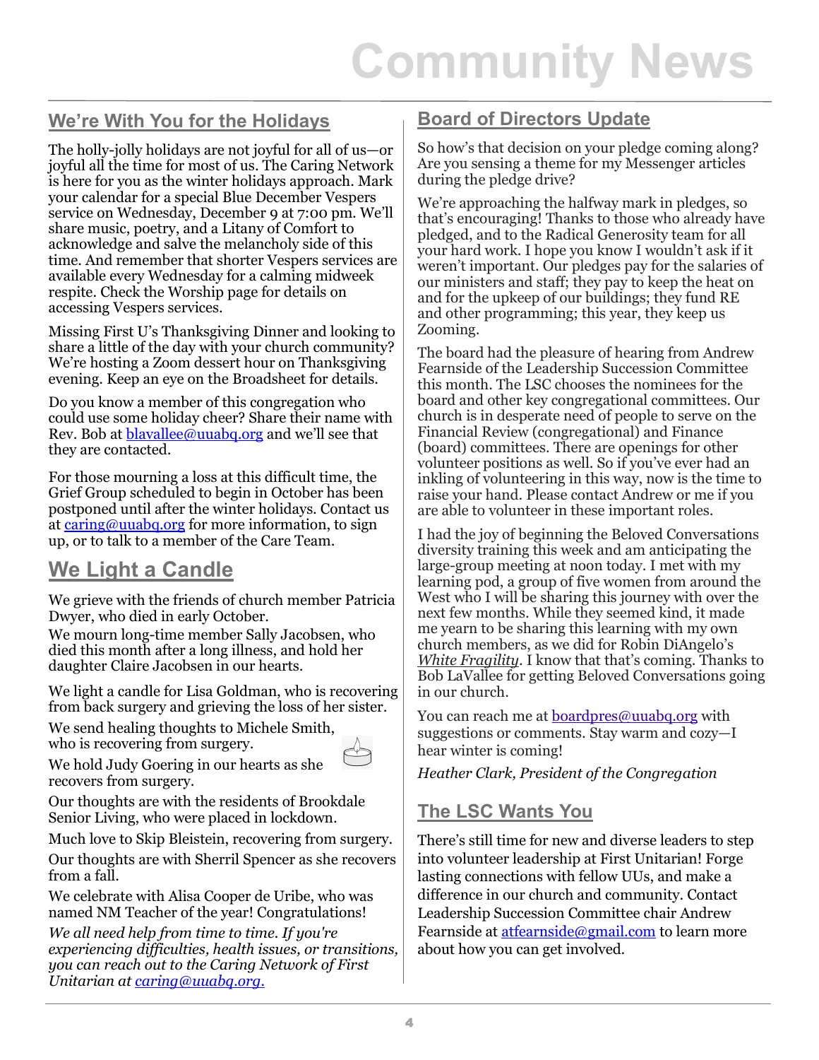# Community News

## We're With You for the Holidays

The holly-jolly holidays are not joyful for all of us—or joyful all the time for most of us. The Caring Network is here for you as the winter holidays approach. Mark your calendar for a special Blue December Vespers service on Wednesday, December 9 at 7:00 pm. We'll share music, poetry, and a Litany of Comfort to acknowledge and salve the melancholy side of this time. And remember that shorter Vespers services are available every Wednesday for a calming midweek respite. Check the Worship page for details on accessing Vespers services.

Missing First U's Thanksgiving Dinner and looking to share a little of the day with your church community? We're hosting a Zoom dessert hour on Thanksgiving evening. Keep an eye on the Broadsheet for details.

Do you know a member of this congregation who could use some holiday cheer? Share their name with Rev. Bob at blavallee@uuabq.org and we'll see that they are contacted.

For those mourning a loss at this difficult time, the Grief Group scheduled to begin in October has been postponed until after the winter holidays. Contact us at caring@uuabq.org for more information, to sign up, or to talk to a member of the Care Team.

## We Light a Candle

We grieve with the friends of church member Patricia Dwyer, who died in early October.

We mourn long-time member Sally Jacobsen, who died this month after a long illness, and hold her daughter Claire Jacobsen in our hearts.

We light a candle for Lisa Goldman, who is recovering from back surgery and grieving the loss of her sister.

We send healing thoughts to Michele Smith, who is recovering from surgery.

We hold Judy Goering in our hearts as she recovers from surgery.

Our thoughts are with the residents of Brookdale Senior Living, who were placed in lockdown.

Much love to Skip Bleistein, recovering from surgery.

Our thoughts are with Sherril Spencer as she recovers from a fall.

We celebrate with Alisa Cooper de Uribe, who was named NM Teacher of the year! Congratulations!

*We all need help from time to time. If you're experiencing difficulties, health issues, or transitions, you can reach out to the Caring Network of First Unitarian at caring@uuabq.org.*

## Board of Directors Update

So how's that decision on your pledge coming along? Are you sensing a theme for my Messenger articles during the pledge drive?

We're approaching the halfway mark in pledges, so that's encouraging! Thanks to those who already have pledged, and to the Radical Generosity team for all your hard work. I hope you know I wouldn't ask if it weren't important. Our pledges pay for the salaries of our ministers and staff; they pay to keep the heat on and for the upkeep of our buildings; they fund RE and other programming; this year, they keep us Zooming.

The board had the pleasure of hearing from Andrew Fearnside of the Leadership Succession Committee this month. The LSC chooses the nominees for the board and other key congregational committees. Our church is in desperate need of people to serve on the Financial Review (congregational) and Finance (board) committees. There are openings for other volunteer positions as well. So if you've ever had an inkling of volunteering in this way, now is the time to raise your hand. Please contact Andrew or me if you are able to volunteer in these important roles.

I had the joy of beginning the Beloved Conversations diversity training this week and am anticipating the large-group meeting at noon today. I met with my learning pod, a group of five women from around the West who I will be sharing this journey with over the next few months. While they seemed kind, it made me yearn to be sharing this learning with my own church members, as we did for Robin DiAngelo's *White Fragility*. I know that that's coming. Thanks to Bob LaVallee for getting Beloved Conversations going in our church.

You can reach me at boardpres@uuabq.org with suggestions or comments. Stay warm and cozy—I hear winter is coming!

*Heather Clark, President of the Congregation*

## The LSC Wants You

There's still time for new and diverse leaders to step into volunteer leadership at First Unitarian! Forge lasting connections with fellow UUs, and make a difference in our church and community. Contact Leadership Succession Committee chair Andrew Fearnside at atfearnside@gmail.com to learn more about how you can get involved.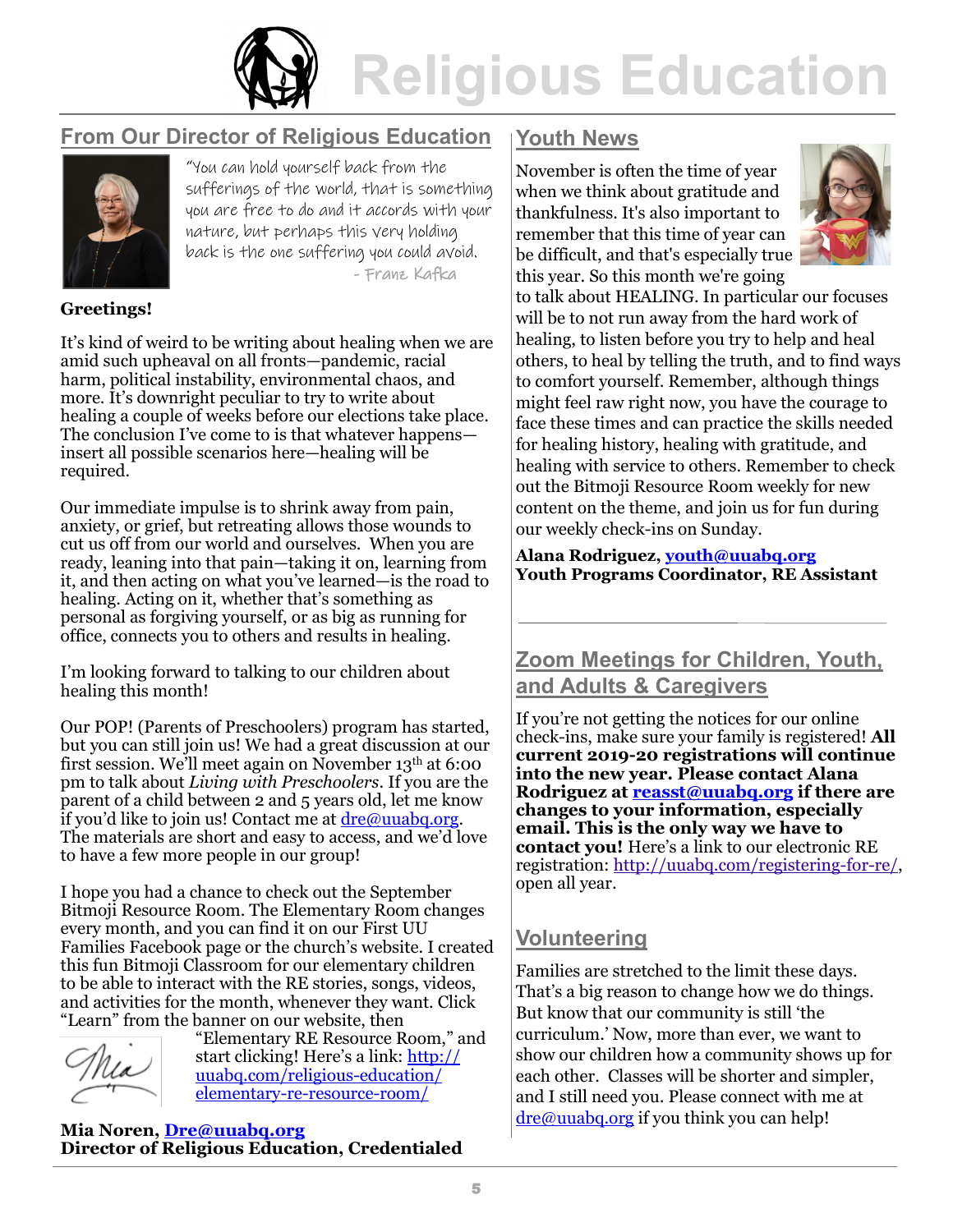# Religious Education

## From Our Director of Religious Education

*"You can hold yourself back from the sufferings of the world, that is something you are free to do and it accords with your nature, but perhaps this very holding back is the one suffering you could avoid.*
*- Franz Kafka*

**Greetings!**

It's kind of weird to be writing about healing when we are amid such upheaval on all fronts—pandemic, racial harm, political instability, environmental chaos, and more. It's downright peculiar to try to write about healing a couple of weeks before our elections take place. The conclusion I've come to is that whatever happens—insert all possible scenarios here—healing will be required.

Our immediate impulse is to shrink away from pain, anxiety, or grief, but retreating allows those wounds to cut us off from our world and ourselves. When you are ready, leaning into that pain—taking it on, learning from it, and then acting on what you've learned—is the road to healing. Acting on it, whether that's something as personal as forgiving yourself, or as big as running for office, connects you to others and results in healing.

I'm looking forward to talking to our children about healing this month!

Our POP! (Parents of Preschoolers) program has started, but you can still join us! We had a great discussion at our first session. We'll meet again on November 13th at 6:00 pm to talk about *Living with Preschoolers*. If you are the parent of a child between 2 and 5 years old, let me know if you'd like to join us! Contact me at dre@uuabq.org. The materials are short and easy to access, and we'd love to have a few more people in our group!

I hope you had a chance to check out the September Bitmoji Resource Room. The Elementary Room changes every month, and you can find it on our First UU Families Facebook page or the church's website. I created this fun Bitmoji Classroom for our elementary children to be able to interact with the RE stories, songs, videos, and activities for the month, whenever they want. Click "Learn" from the banner on our website, then "Elementary RE Resource Room," and start clicking! Here's a link: http://uuabq.com/religious-education/elementary-re-resource-room/

Mia

**Mia Noren, Dre@uuabq.org**
**Director of Religious Education, Credentialed**

## Youth News

November is often the time of year when we think about gratitude and thankfulness. It's also important to remember that this time of year can be difficult, and that's especially true this year. So this month we're going to talk about HEALING. In particular our focuses will be to not run away from the hard work of healing, to listen before you try to help and heal others, to heal by telling the truth, and to find ways to comfort yourself. Remember, although things might feel raw right now, you have the courage to face these times and can practice the skills needed for healing history, healing with gratitude, and healing with service to others. Remember to check out the Bitmoji Resource Room weekly for new content on the theme, and join us for fun during our weekly check-ins on Sunday.

**Alana Rodriguez, youth@uuabq.org**
**Youth Programs Coordinator, RE Assistant**

## Zoom Meetings for Children, Youth, and Adults & Caregivers

If you're not getting the notices for our online check-ins, make sure your family is registered! **All current 2019-20 registrations will continue into the new year. Please contact Alana Rodriguez at reasst@uuabq.org if there are changes to your information, especially email. This is the only way we have to contact you!** Here's a link to our electronic RE registration: http://uuabq.com/registering-for-re/, open all year.

## Volunteering

Families are stretched to the limit these days. That's a big reason to change how we do things. But know that our community is still 'the curriculum.' Now, more than ever, we want to show our children how a community shows up for each other. Classes will be shorter and simpler, and I still need you. Please connect with me at dre@uuabq.org if you think you can help!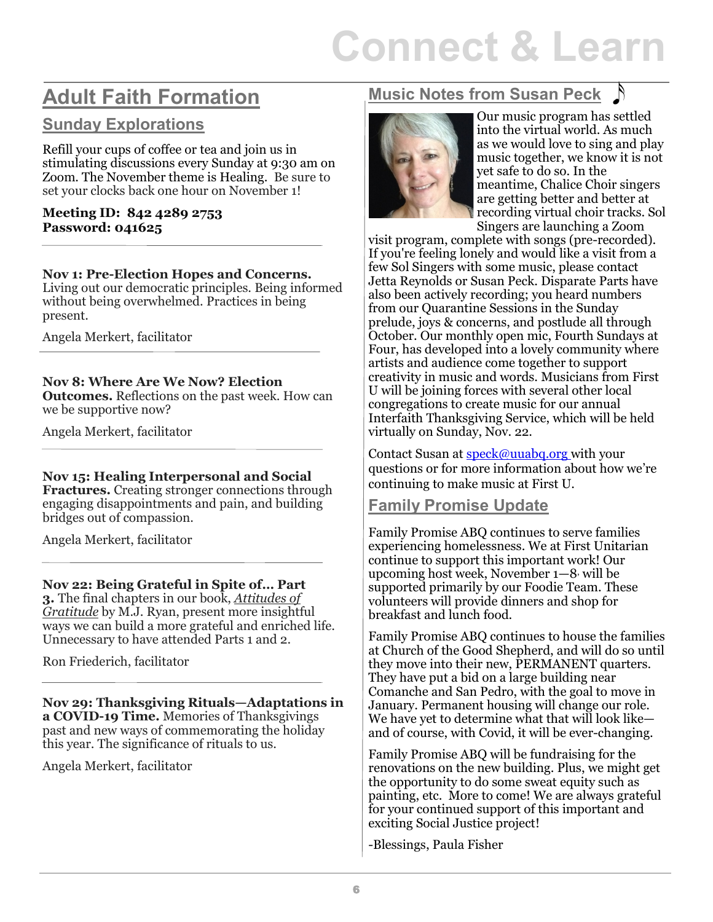# Connect & Learn

## Adult Faith Formation

### Sunday Explorations

Refill your cups of coffee or tea and join us in stimulating discussions every Sunday at 9:30 am on Zoom. The November theme is Healing. Be sure to set your clocks back one hour on November 1!

**Meeting ID: 842 4289 2753**
**Password: 041625**

---

**Nov 1: Pre-Election Hopes and Concerns.** Living out our democratic principles. Being informed without being overwhelmed. Practices in being present.

Angela Merkert, facilitator

---

**Nov 8: Where Are We Now? Election Outcomes.** Reflections on the past week. How can we be supportive now?

Angela Merkert, facilitator

---

**Nov 15: Healing Interpersonal and Social Fractures.** Creating stronger connections through engaging disappointments and pain, and building bridges out of compassion.

Angela Merkert, facilitator

---

**Nov 22: Being Grateful in Spite of… Part 3.** The final chapters in our book, *Attitudes of Gratitude* by M.J. Ryan, present more insightful ways we can build a more grateful and enriched life. Unnecessary to have attended Parts 1 and 2.

Ron Friederich, facilitator

---

**Nov 29: Thanksgiving Rituals—Adaptations in a COVID-19 Time.** Memories of Thanksgivings past and new ways of commemorating the holiday this year. The significance of rituals to us.

Angela Merkert, facilitator

## Music Notes from Susan Peck

Our music program has settled into the virtual world. As much as we would love to sing and play music together, we know it is not yet safe to do so. In the meantime, Chalice Choir singers are getting better and better at recording virtual choir tracks. Sol Singers are launching a Zoom visit program, complete with songs (pre-recorded). If you're feeling lonely and would like a visit from a few Sol Singers with some music, please contact Jetta Reynolds or Susan Peck. Disparate Parts have also been actively recording; you heard numbers from our Quarantine Sessions in the Sunday prelude, joys & concerns, and postlude all through October. Our monthly open mic, Fourth Sundays at Four, has developed into a lovely community where artists and audience come together to support creativity in music and words. Musicians from First U will be joining forces with several other local congregations to create music for our annual Interfaith Thanksgiving Service, which will be held virtually on Sunday, Nov. 22.

Contact Susan at speck@uuabq.org with your questions or for more information about how we're continuing to make music at First U.

## Family Promise Update

Family Promise ABQ continues to serve families experiencing homelessness. We at First Unitarian continue to support this important work! Our upcoming host week, November 1—8, will be supported primarily by our Foodie Team. These volunteers will provide dinners and shop for breakfast and lunch food.

Family Promise ABQ continues to house the families at Church of the Good Shepherd, and will do so until they move into their new, PERMANENT quarters. They have put a bid on a large building near Comanche and San Pedro, with the goal to move in January. Permanent housing will change our role. We have yet to determine what that will look like—and of course, with Covid, it will be ever-changing.

Family Promise ABQ will be fundraising for the renovations on the new building. Plus, we might get the opportunity to do some sweat equity such as painting, etc. More to come! We are always grateful for your continued support of this important and exciting Social Justice project!

-Blessings, Paula Fisher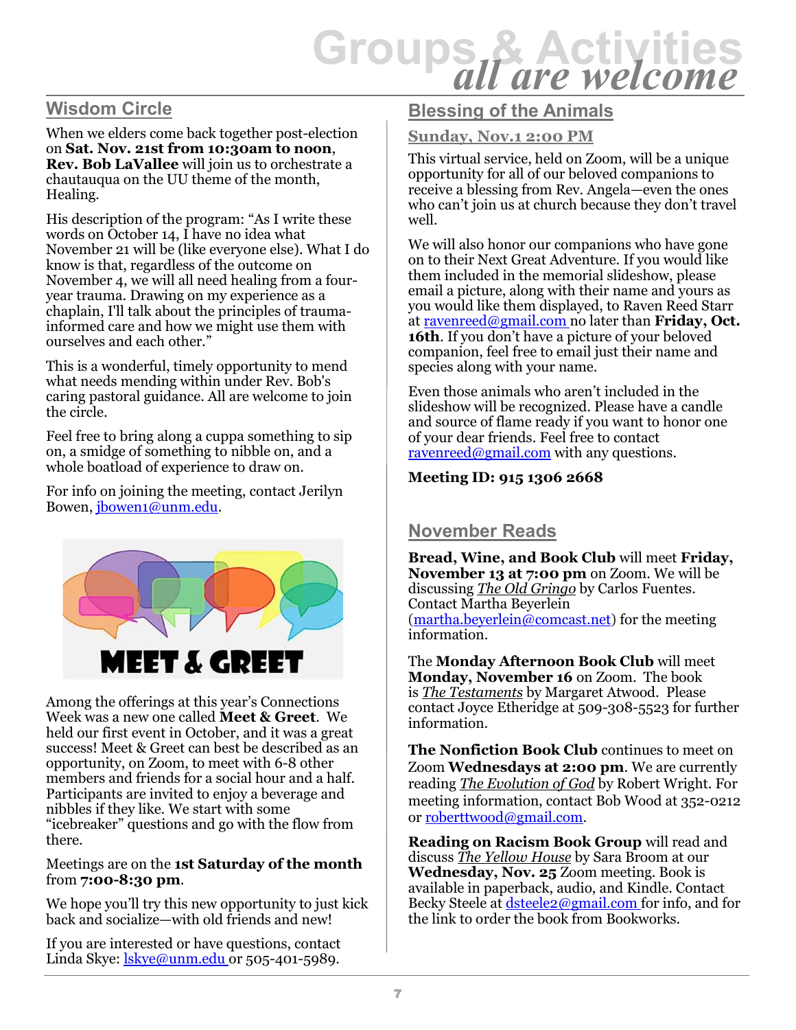# Groups & Activities
## all are welcome

## Wisdom Circle

When we elders come back together post-election on **Sat. Nov. 21st from 10:30am to noon**, **Rev. Bob LaVallee** will join us to orchestrate a chautauqua on the UU theme of the month, Healing.

His description of the program: "As I write these words on October 14, I have no idea what November 21 will be (like everyone else). What I do know is that, regardless of the outcome on November 4, we will all need healing from a four-year trauma. Drawing on my experience as a chaplain, I'll talk about the principles of trauma-informed care and how we might use them with ourselves and each other."

This is a wonderful, timely opportunity to mend what needs mending within under Rev. Bob's caring pastoral guidance. All are welcome to join the circle.

Feel free to bring along a cuppa something to sip on, a smidge of something to nibble on, and a whole boatload of experience to draw on.

For info on joining the meeting, contact Jerilyn Bowen, jbowen1@unm.edu.

MEET & GREET

Among the offerings at this year's Connections Week was a new one called **Meet & Greet**. We held our first event in October, and it was a great success! Meet & Greet can best be described as an opportunity, on Zoom, to meet with 6-8 other members and friends for a social hour and a half. Participants are invited to enjoy a beverage and nibbles if they like. We start with some "icebreaker" questions and go with the flow from there.

Meetings are on the **1st Saturday of the month** from **7:00-8:30 pm**.

We hope you'll try this new opportunity to just kick back and socialize—with old friends and new!

If you are interested or have questions, contact Linda Skye: lskye@unm.edu or 505-401-5989.

## Blessing of the Animals

### Sunday, Nov.1 2:00 PM

This virtual service, held on Zoom, will be a unique opportunity for all of our beloved companions to receive a blessing from Rev. Angela—even the ones who can't join us at church because they don't travel well.

We will also honor our companions who have gone on to their Next Great Adventure. If you would like them included in the memorial slideshow, please email a picture, along with their name and yours as you would like them displayed, to Raven Reed Starr at ravenreed@gmail.com no later than **Friday, Oct. 16th**. If you don't have a picture of your beloved companion, feel free to email just their name and species along with your name.

Even those animals who aren't included in the slideshow will be recognized. Please have a candle and source of flame ready if you want to honor one of your dear friends. Feel free to contact ravenreed@gmail.com with any questions.

**Meeting ID: 915 1306 2668**

## November Reads

**Bread, Wine, and Book Club** will meet **Friday, November 13 at 7:00 pm** on Zoom. We will be discussing *The Old Gringo* by Carlos Fuentes. Contact Martha Beyerlein (martha.beyerlein@comcast.net) for the meeting information.

The **Monday Afternoon Book Club** will meet **Monday, November 16** on Zoom. The book is *The Testaments* by Margaret Atwood. Please contact Joyce Etheridge at 509-308-5523 for further information.

**The Nonfiction Book Club** continues to meet on Zoom **Wednesdays at 2:00 pm**. We are currently reading *The Evolution of God* by Robert Wright. For meeting information, contact Bob Wood at 352-0212 or roberttwood@gmail.com.

**Reading on Racism Book Group** will read and discuss *The Yellow House* by Sara Broom at our **Wednesday, Nov. 25** Zoom meeting. Book is available in paperback, audio, and Kindle. Contact Becky Steele at dsteele2@gmail.com for info, and for the link to order the book from Bookworks.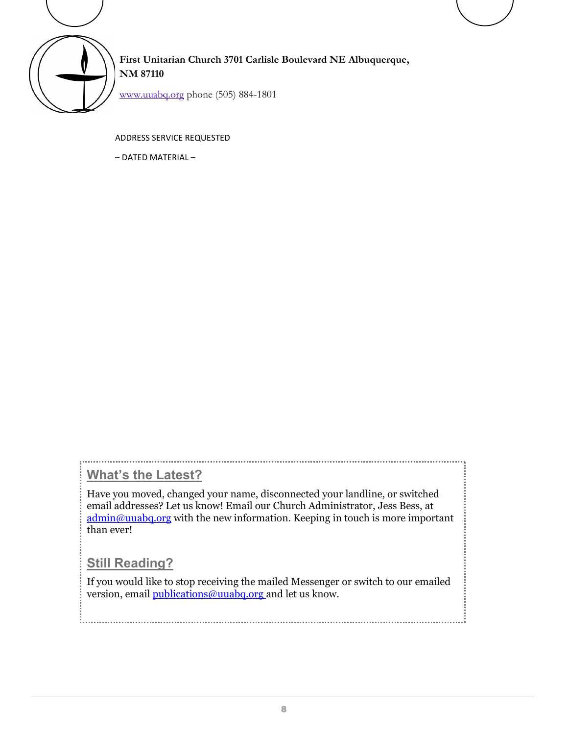**First Unitarian Church 3701 Carlisle Boulevard NE Albuquerque, NM 87110**

www.uuabq.org phone (505) 884-1801

ADDRESS SERVICE REQUESTED

– DATED MATERIAL –

## What's the Latest?

Have you moved, changed your name, disconnected your landline, or switched email addresses? Let us know! Email our Church Administrator, Jess Bess, at admin@uuabq.org with the new information. Keeping in touch is more important than ever!

## Still Reading?

If you would like to stop receiving the mailed Messenger or switch to our emailed version, email publications@uuabq.org and let us know.